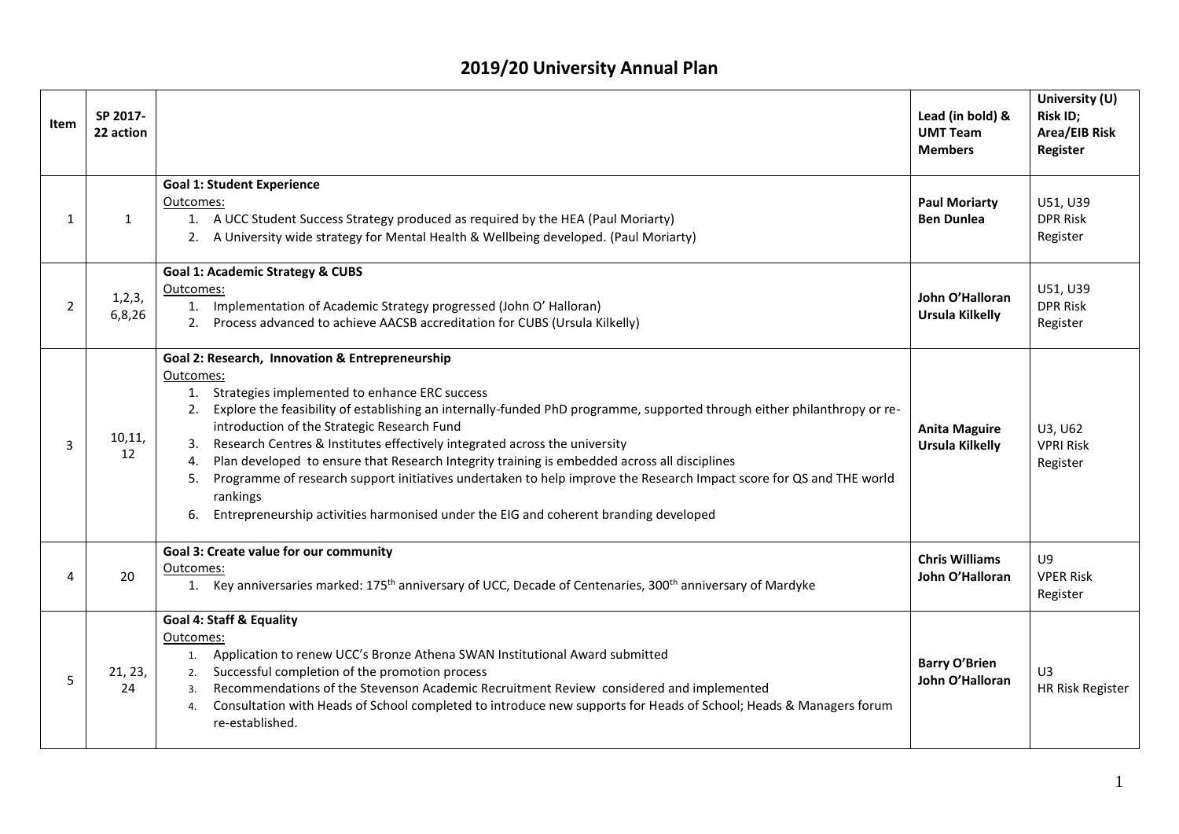# 2019/20 University Annual Plan

| Item | SP 2017-22 action | | Lead (in bold) & UMT Team Members | University (U) Risk ID; Area/EIB Risk Register |
|---|---|---|---|---|
| 1 | 1 | **Goal 1: Student Experience**<br>Outcomes:<br>1. A UCC Student Success Strategy produced as required by the HEA (Paul Moriarty)<br>2. A University wide strategy for Mental Health & Wellbeing developed. (Paul Moriarty) | **Paul Moriarty**<br>**Ben Dunlea** | U51, U39<br>DPR Risk Register |
| 2 | 1,2,3, 6,8,26 | **Goal 1: Academic Strategy & CUBS**<br>Outcomes:<br>1. Implementation of Academic Strategy progressed (John O' Halloran)<br>2. Process advanced to achieve AACSB accreditation for CUBS (Ursula Kilkelly) | **John O'Halloran**<br>**Ursula Kilkelly** | U51, U39<br>DPR Risk Register |
| 3 | 10,11, 12 | **Goal 2: Research, Innovation & Entrepreneurship**<br>Outcomes:<br>1. Strategies implemented to enhance ERC success<br>2. Explore the feasibility of establishing an internally-funded PhD programme, supported through either philanthropy or re-introduction of the Strategic Research Fund<br>3. Research Centres & Institutes effectively integrated across the university<br>4. Plan developed to ensure that Research Integrity training is embedded across all disciplines<br>5. Programme of research support initiatives undertaken to help improve the Research Impact score for QS and THE world rankings<br>6. Entrepreneurship activities harmonised under the EIG and coherent branding developed | **Anita Maguire**<br>**Ursula Kilkelly** | U3, U62<br>VPRI Risk Register |
| 4 | 20 | **Goal 3: Create value for our community**<br>Outcomes:<br>1. Key anniversaries marked: 175th anniversary of UCC, Decade of Centenaries, 300th anniversary of Mardyke | **Chris Williams**<br>**John O'Halloran** | U9<br>VPER Risk Register |
| 5 | 21, 23, 24 | **Goal 4: Staff & Equality**<br>Outcomes:<br>1. Application to renew UCC's Bronze Athena SWAN Institutional Award submitted<br>2. Successful completion of the promotion process<br>3. Recommendations of the Stevenson Academic Recruitment Review considered and implemented<br>4. Consultation with Heads of School completed to introduce new supports for Heads of School; Heads & Managers forum re-established. | **Barry O'Brien**<br>**John O'Halloran** | U3<br>HR Risk Register |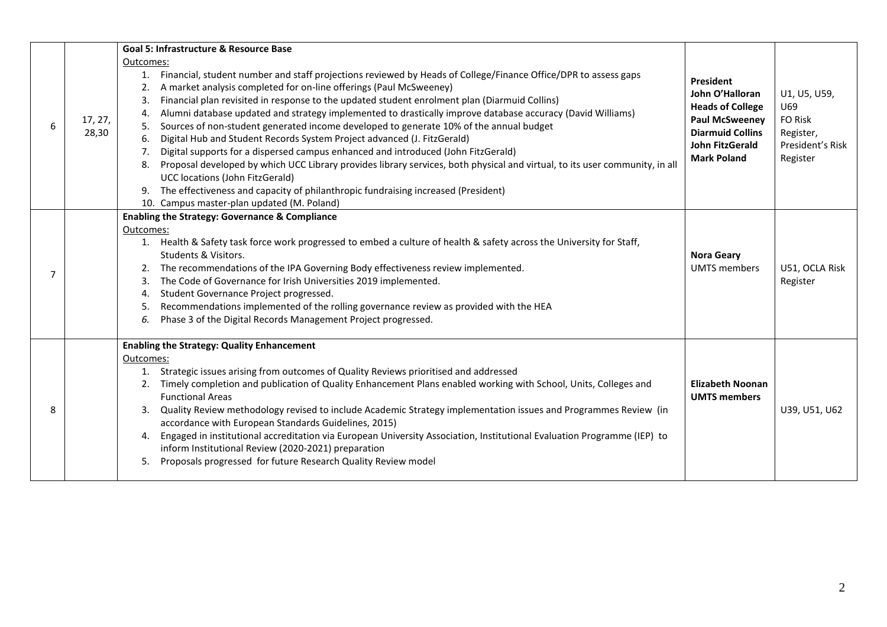| | | | | |
|---|---|---|---|---|
| 6 | 17, 27, 28,30 | **Goal 5: Infrastructure & Resource Base**<br>Outcomes:<br>1. Financial, student number and staff projections reviewed by Heads of College/Finance Office/DPR to assess gaps<br>2. A market analysis completed for on-line offerings (Paul McSweeney)<br>3. Financial plan revisited in response to the updated student enrolment plan (Diarmuid Collins)<br>4. Alumni database updated and strategy implemented to drastically improve database accuracy (David Williams)<br>5. Sources of non-student generated income developed to generate 10% of the annual budget<br>6. Digital Hub and Student Records System Project advanced (J. FitzGerald)<br>7. Digital supports for a dispersed campus enhanced and introduced (John FitzGerald)<br>8. Proposal developed by which UCC Library provides library services, both physical and virtual, to its user community, in all UCC locations (John FitzGerald)<br>9. The effectiveness and capacity of philanthropic fundraising increased (President)<br>10. Campus master-plan updated (M. Poland) | **President**<br>**John O'Halloran**<br>**Heads of College**<br>**Paul McSweeney**<br>**Diarmuid Collins**<br>**John FitzGerald**<br>**Mark Poland** | U1, U5, U59, U69<br>FO Risk Register,<br>President's Risk Register |
| 7 | | **Enabling the Strategy: Governance & Compliance**<br>Outcomes:<br>1. Health & Safety task force work progressed to embed a culture of health & safety across the University for Staff, Students & Visitors.<br>2. The recommendations of the IPA Governing Body effectiveness review implemented.<br>3. The Code of Governance for Irish Universities 2019 implemented.<br>4. Student Governance Project progressed.<br>5. Recommendations implemented of the rolling governance review as provided with the HEA<br>*6.* Phase 3 of the Digital Records Management Project progressed. | **Nora Geary**<br>UMTS members | U51, OCLA Risk Register |
| 8 | | **Enabling the Strategy: Quality Enhancement**<br>Outcomes:<br>1. Strategic issues arising from outcomes of Quality Reviews prioritised and addressed<br>2. Timely completion and publication of Quality Enhancement Plans enabled working with School, Units, Colleges and Functional Areas<br>3. Quality Review methodology revised to include Academic Strategy implementation issues and Programmes Review (in accordance with European Standards Guidelines, 2015)<br>4. Engaged in institutional accreditation via European University Association, Institutional Evaluation Programme (IEP) to inform Institutional Review (2020-2021) preparation<br>5. Proposals progressed for future Research Quality Review model | **Elizabeth Noonan**<br>**UMTS members** | U39, U51, U62 |